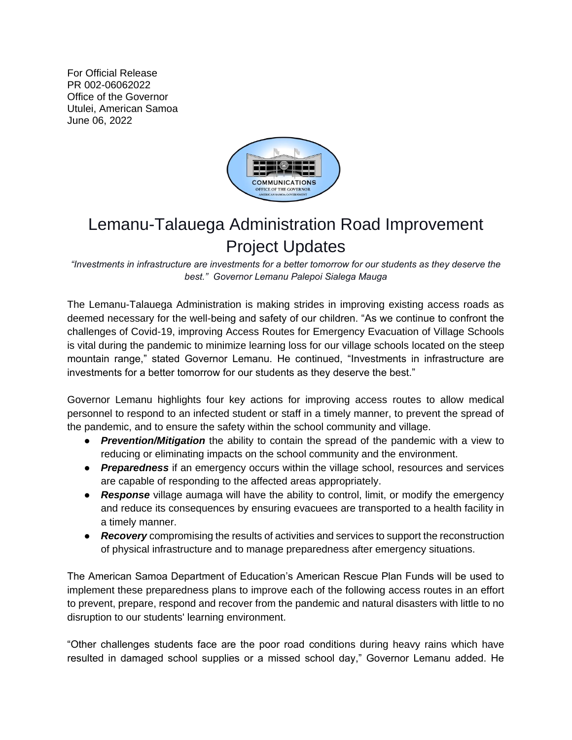For Official Release
PR 002-06062022
Office of the Governor
Utulei, American Samoa
June 06, 2022

# Lemanu-Talauega Administration Road Improvement Project Updates

*"Investments in infrastructure are investments for a better tomorrow for our students as they deserve the best." Governor Lemanu Palepoi Sialega Mauga*

The Lemanu-Talauega Administration is making strides in improving existing access roads as deemed necessary for the well-being and safety of our children. "As we continue to confront the challenges of Covid-19, improving Access Routes for Emergency Evacuation of Village Schools is vital during the pandemic to minimize learning loss for our village schools located on the steep mountain range," stated Governor Lemanu. He continued, "Investments in infrastructure are investments for a better tomorrow for our students as they deserve the best."

Governor Lemanu highlights four key actions for improving access routes to allow medical personnel to respond to an infected student or staff in a timely manner, to prevent the spread of the pandemic, and to ensure the safety within the school community and village.

- ***Prevention/Mitigation*** the ability to contain the spread of the pandemic with a view to reducing or eliminating impacts on the school community and the environment.
- ***Preparedness*** if an emergency occurs within the village school, resources and services are capable of responding to the affected areas appropriately.
- ***Response*** village aumaga will have the ability to control, limit, or modify the emergency and reduce its consequences by ensuring evacuees are transported to a health facility in a timely manner.
- ***Recovery*** compromising the results of activities and services to support the reconstruction of physical infrastructure and to manage preparedness after emergency situations.

The American Samoa Department of Education's American Rescue Plan Funds will be used to implement these preparedness plans to improve each of the following access routes in an effort to prevent, prepare, respond and recover from the pandemic and natural disasters with little to no disruption to our students' learning environment.

"Other challenges students face are the poor road conditions during heavy rains which have resulted in damaged school supplies or a missed school day," Governor Lemanu added. He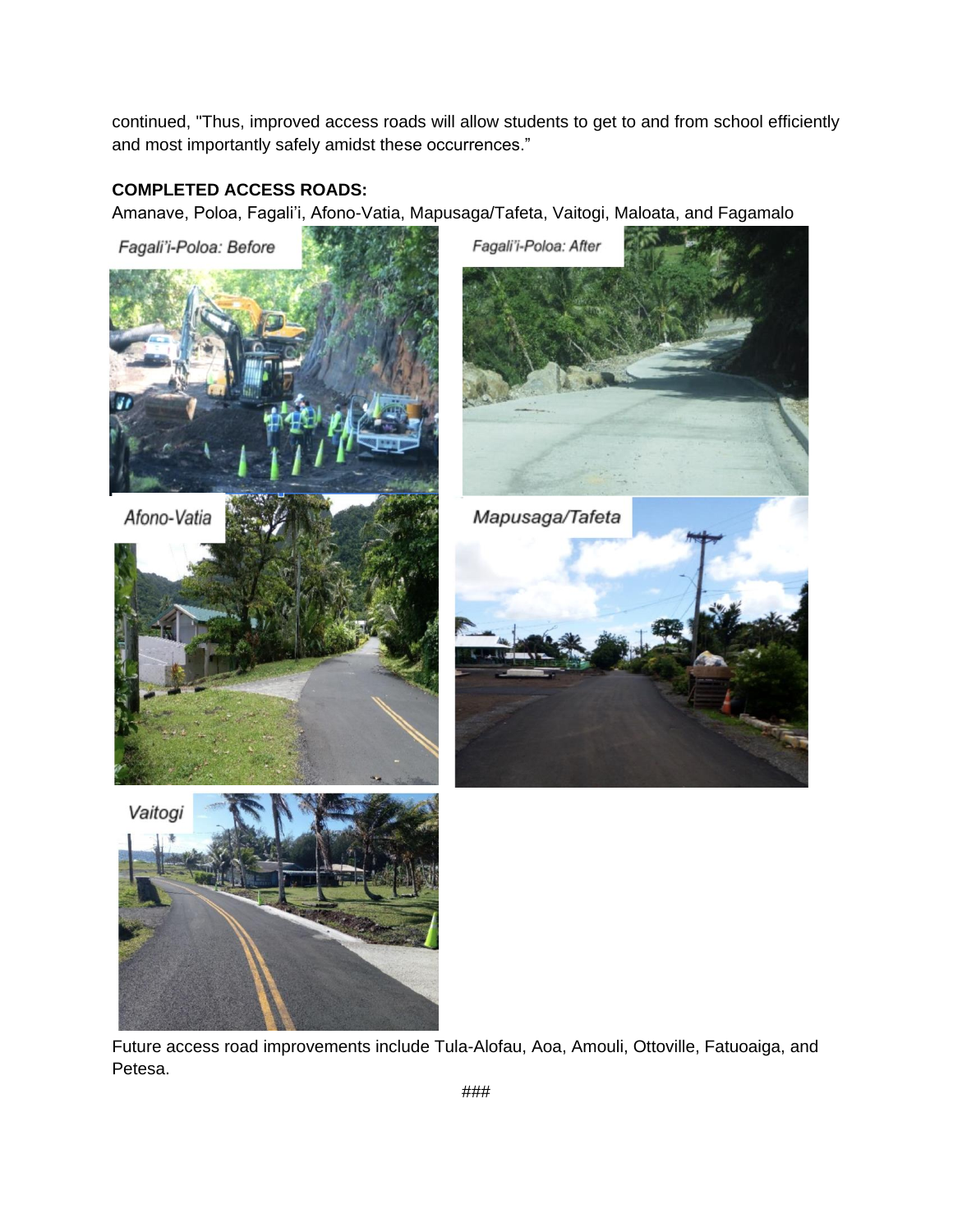continued, "Thus, improved access roads will allow students to get to and from school efficiently and most importantly safely amidst these occurrences."

**COMPLETED ACCESS ROADS:**

Amanave, Poloa, Fagali'i, Afono-Vatia, Mapusaga/Tafeta, Vaitogi, Maloata, and Fagamalo

Fagali'i-Poloa: Before

Fagali'i-Poloa: After

Afono-Vatia

Mapusaga/Tafeta

Vaitogi

Future access road improvements include Tula-Alofau, Aoa, Amouli, Ottoville, Fatuoaiga, and Petesa.

###